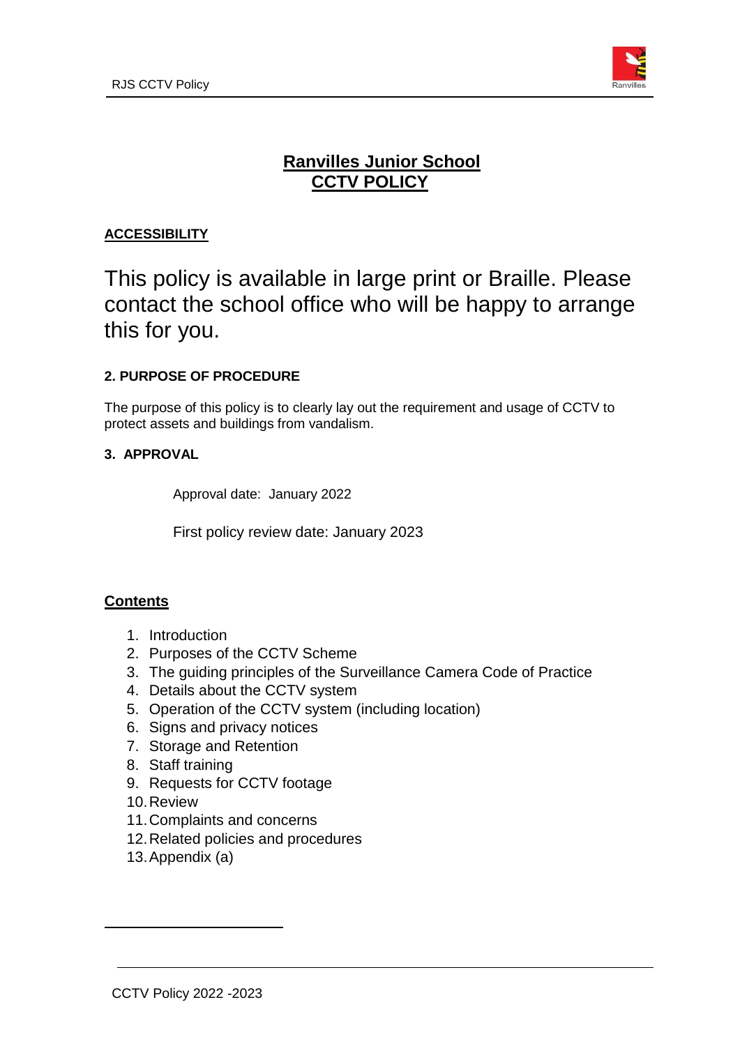# Ranvilles Junior School
# CCTV POLICY

## ACCESSIBILITY

This policy is available in large print or Braille. Please contact the school office who will be happy to arrange this for you.

### 2. PURPOSE OF PROCEDURE

The purpose of this policy is to clearly lay out the requirement and usage of CCTV to protect assets and buildings from vandalism.

### 3. APPROVAL

Approval date: January 2022

First policy review date: January 2023

## Contents

1. Introduction
2. Purposes of the CCTV Scheme
3. The guiding principles of the Surveillance Camera Code of Practice
4. Details about the CCTV system
5. Operation of the CCTV system (including location)
6. Signs and privacy notices
7. Storage and Retention
8. Staff training
9. Requests for CCTV footage
10. Review
11. Complaints and concerns
12. Related policies and procedures
13. Appendix (a)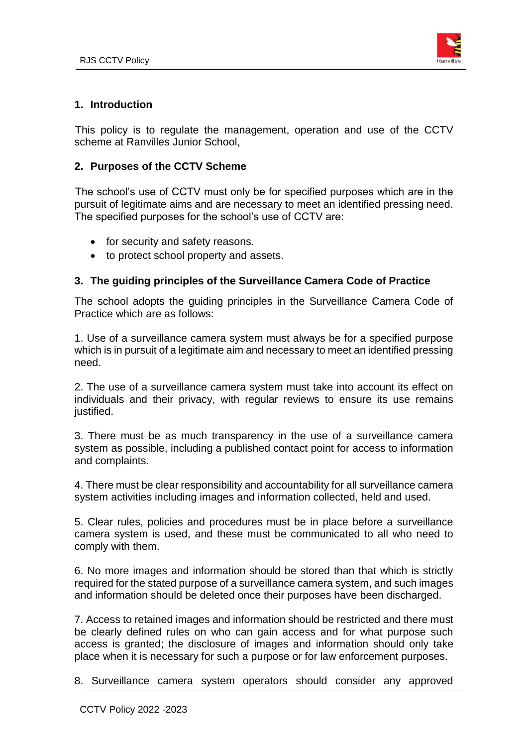## 1. Introduction

This policy is to regulate the management, operation and use of the CCTV scheme at Ranvilles Junior School,

## 2. Purposes of the CCTV Scheme

The school's use of CCTV must only be for specified purposes which are in the pursuit of legitimate aims and are necessary to meet an identified pressing need. The specified purposes for the school's use of CCTV are:

- for security and safety reasons.
- to protect school property and assets.

## 3. The guiding principles of the Surveillance Camera Code of Practice

The school adopts the guiding principles in the Surveillance Camera Code of Practice which are as follows:

1. Use of a surveillance camera system must always be for a specified purpose which is in pursuit of a legitimate aim and necessary to meet an identified pressing need.

2. The use of a surveillance camera system must take into account its effect on individuals and their privacy, with regular reviews to ensure its use remains justified.

3. There must be as much transparency in the use of a surveillance camera system as possible, including a published contact point for access to information and complaints.

4. There must be clear responsibility and accountability for all surveillance camera system activities including images and information collected, held and used.

5. Clear rules, policies and procedures must be in place before a surveillance camera system is used, and these must be communicated to all who need to comply with them.

6. No more images and information should be stored than that which is strictly required for the stated purpose of a surveillance camera system, and such images and information should be deleted once their purposes have been discharged.

7. Access to retained images and information should be restricted and there must be clearly defined rules on who can gain access and for what purpose such access is granted; the disclosure of images and information should only take place when it is necessary for such a purpose or for law enforcement purposes.

8. Surveillance camera system operators should consider any approved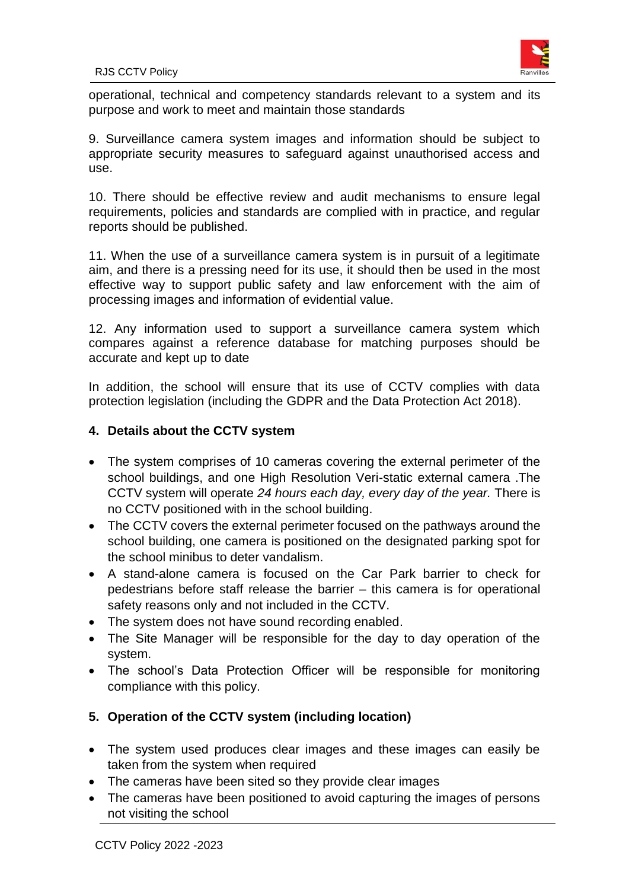operational, technical and competency standards relevant to a system and its purpose and work to meet and maintain those standards

9. Surveillance camera system images and information should be subject to appropriate security measures to safeguard against unauthorised access and use.

10. There should be effective review and audit mechanisms to ensure legal requirements, policies and standards are complied with in practice, and regular reports should be published.

11. When the use of a surveillance camera system is in pursuit of a legitimate aim, and there is a pressing need for its use, it should then be used in the most effective way to support public safety and law enforcement with the aim of processing images and information of evidential value.

12. Any information used to support a surveillance camera system which compares against a reference database for matching purposes should be accurate and kept up to date

In addition, the school will ensure that its use of CCTV complies with data protection legislation (including the GDPR and the Data Protection Act 2018).

## 4. Details about the CCTV system

- The system comprises of 10 cameras covering the external perimeter of the school buildings, and one High Resolution Veri-static external camera .The CCTV system will operate *24 hours each day, every day of the year.* There is no CCTV positioned with in the school building.
- The CCTV covers the external perimeter focused on the pathways around the school building, one camera is positioned on the designated parking spot for the school minibus to deter vandalism.
- A stand-alone camera is focused on the Car Park barrier to check for pedestrians before staff release the barrier – this camera is for operational safety reasons only and not included in the CCTV.
- The system does not have sound recording enabled.
- The Site Manager will be responsible for the day to day operation of the system.
- The school's Data Protection Officer will be responsible for monitoring compliance with this policy.

## 5. Operation of the CCTV system (including location)

- The system used produces clear images and these images can easily be taken from the system when required
- The cameras have been sited so they provide clear images
- The cameras have been positioned to avoid capturing the images of persons not visiting the school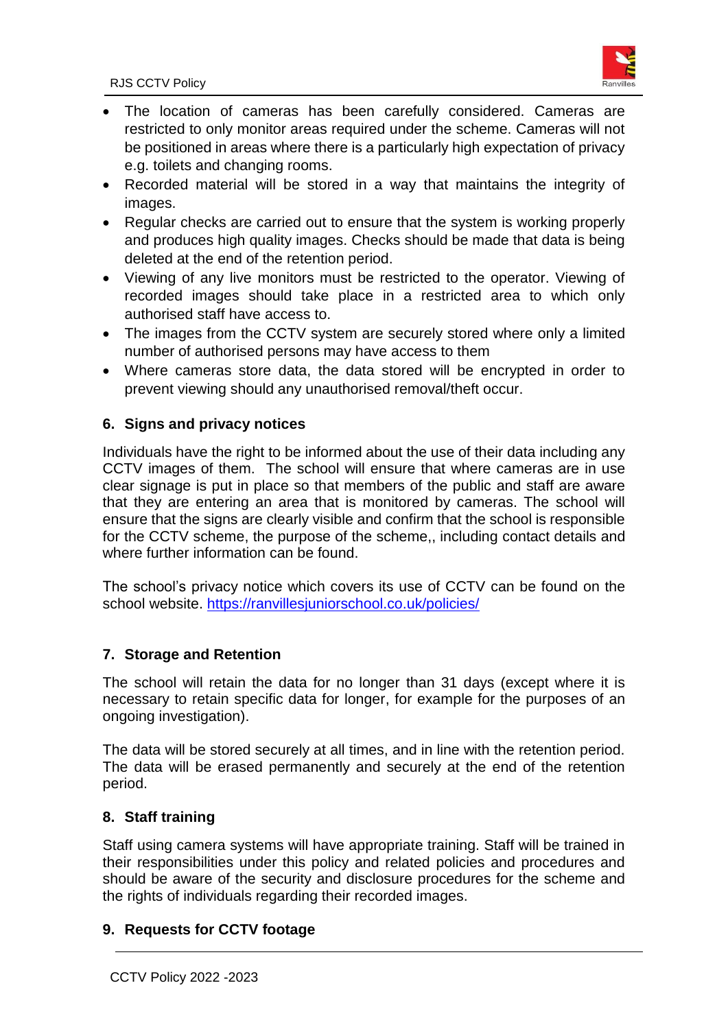- The location of cameras has been carefully considered. Cameras are restricted to only monitor areas required under the scheme. Cameras will not be positioned in areas where there is a particularly high expectation of privacy e.g. toilets and changing rooms.
- Recorded material will be stored in a way that maintains the integrity of images.
- Regular checks are carried out to ensure that the system is working properly and produces high quality images. Checks should be made that data is being deleted at the end of the retention period.
- Viewing of any live monitors must be restricted to the operator. Viewing of recorded images should take place in a restricted area to which only authorised staff have access to.
- The images from the CCTV system are securely stored where only a limited number of authorised persons may have access to them
- Where cameras store data, the data stored will be encrypted in order to prevent viewing should any unauthorised removal/theft occur.

## 6. Signs and privacy notices

Individuals have the right to be informed about the use of their data including any CCTV images of them. The school will ensure that where cameras are in use clear signage is put in place so that members of the public and staff are aware that they are entering an area that is monitored by cameras. The school will ensure that the signs are clearly visible and confirm that the school is responsible for the CCTV scheme, the purpose of the scheme,, including contact details and where further information can be found.

The school's privacy notice which covers its use of CCTV can be found on the school website. https://ranvillesjuniorschool.co.uk/policies/

## 7. Storage and Retention

The school will retain the data for no longer than 31 days (except where it is necessary to retain specific data for longer, for example for the purposes of an ongoing investigation).

The data will be stored securely at all times, and in line with the retention period. The data will be erased permanently and securely at the end of the retention period.

## 8. Staff training

Staff using camera systems will have appropriate training. Staff will be trained in their responsibilities under this policy and related policies and procedures and should be aware of the security and disclosure procedures for the scheme and the rights of individuals regarding their recorded images.

## 9. Requests for CCTV footage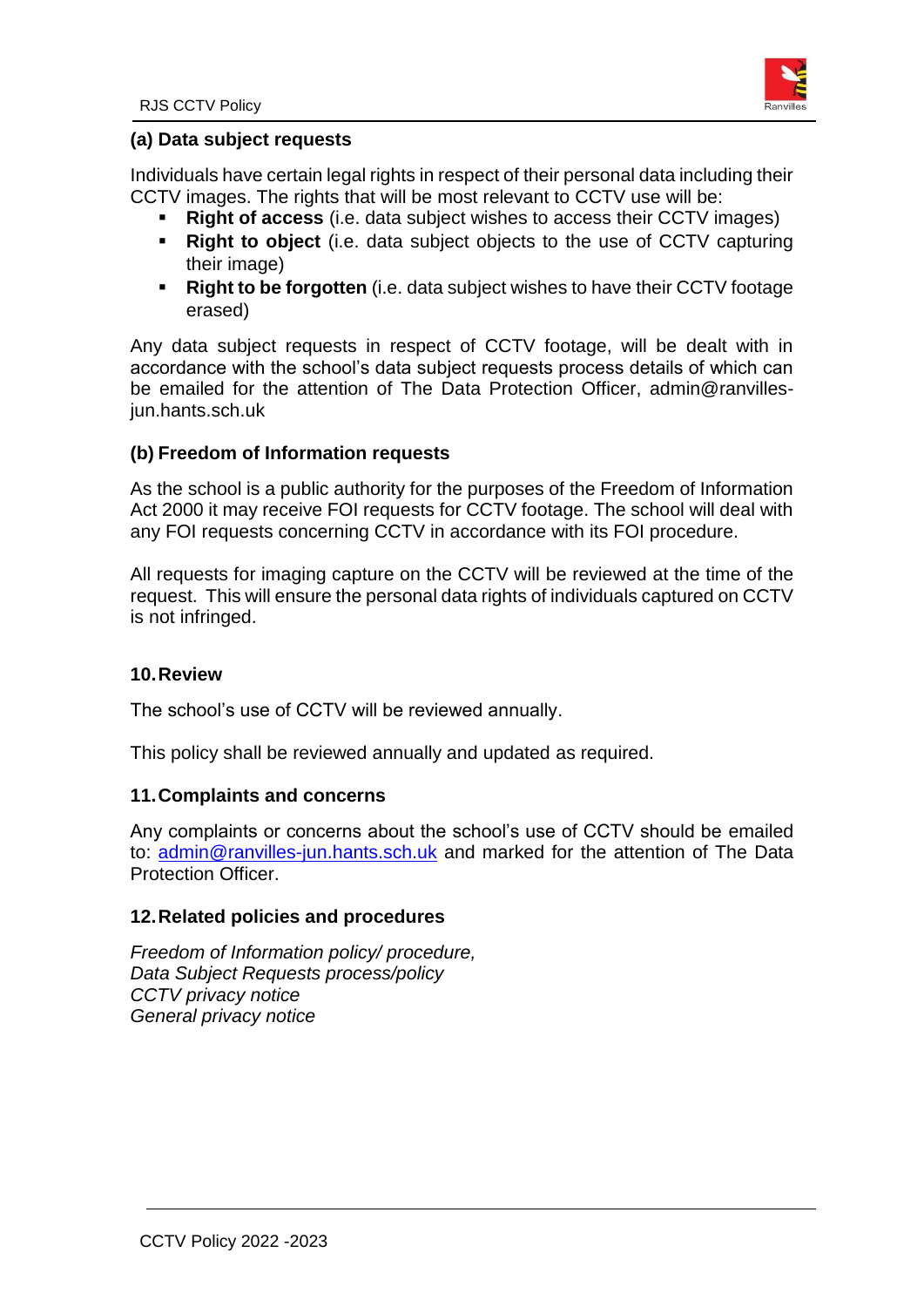### (a) Data subject requests

Individuals have certain legal rights in respect of their personal data including their CCTV images. The rights that will be most relevant to CCTV use will be:

- **Right of access** (i.e. data subject wishes to access their CCTV images)
- **Right to object** (i.e. data subject objects to the use of CCTV capturing their image)
- **Right to be forgotten** (i.e. data subject wishes to have their CCTV footage erased)

Any data subject requests in respect of CCTV footage, will be dealt with in accordance with the school's data subject requests process details of which can be emailed for the attention of The Data Protection Officer, admin@ranvilles-jun.hants.sch.uk

### (b) Freedom of Information requests

As the school is a public authority for the purposes of the Freedom of Information Act 2000 it may receive FOI requests for CCTV footage. The school will deal with any FOI requests concerning CCTV in accordance with its FOI procedure.

All requests for imaging capture on the CCTV will be reviewed at the time of the request. This will ensure the personal data rights of individuals captured on CCTV is not infringed.

## 10. Review

The school's use of CCTV will be reviewed annually.

This policy shall be reviewed annually and updated as required.

## 11. Complaints and concerns

Any complaints or concerns about the school's use of CCTV should be emailed to: admin@ranvilles-jun.hants.sch.uk and marked for the attention of The Data Protection Officer.

## 12. Related policies and procedures

*Freedom of Information policy/ procedure,*
*Data Subject Requests process/policy*
*CCTV privacy notice*
*General privacy notice*